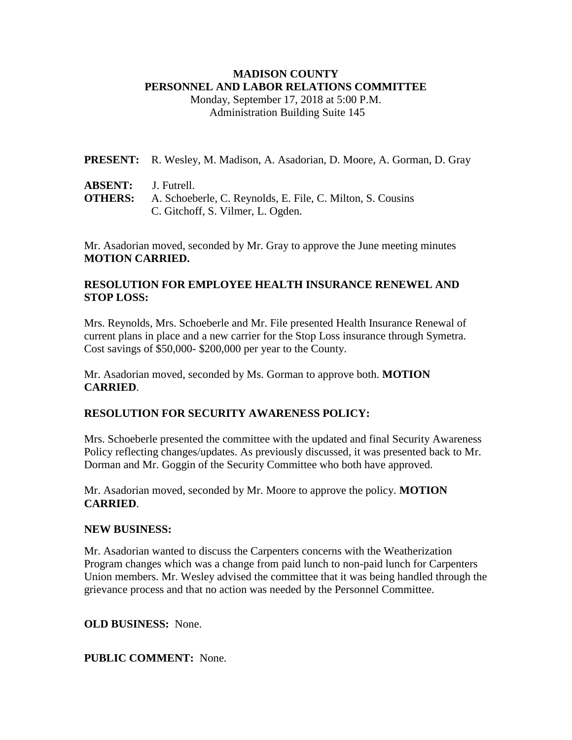# MADISON COUNTY
## PERSONNEL AND LABOR RELATIONS COMMITTEE

Monday, September 17, 2018 at 5:00 P.M.
Administration Building Suite 145

**PRESENT:** R. Wesley, M. Madison, A. Asadorian, D. Moore, A. Gorman, D. Gray

**ABSENT:** J. Futrell.
**OTHERS:** A. Schoeberle, C. Reynolds, E. File, C. Milton, S. Cousins C. Gitchoff, S. Vilmer, L. Ogden.

Mr. Asadorian moved, seconded by Mr. Gray to approve the June meeting minutes **MOTION CARRIED.**

### RESOLUTION FOR EMPLOYEE HEALTH INSURANCE RENEWEL AND STOP LOSS:

Mrs. Reynolds, Mrs. Schoeberle and Mr. File presented Health Insurance Renewal of current plans in place and a new carrier for the Stop Loss insurance through Symetra. Cost savings of $50,000- $200,000 per year to the County.

Mr. Asadorian moved, seconded by Ms. Gorman to approve both. **MOTION CARRIED**.

### RESOLUTION FOR SECURITY AWARENESS POLICY:

Mrs. Schoeberle presented the committee with the updated and final Security Awareness Policy reflecting changes/updates. As previously discussed, it was presented back to Mr. Dorman and Mr. Goggin of the Security Committee who both have approved.

Mr. Asadorian moved, seconded by Mr. Moore to approve the policy. **MOTION CARRIED**.

### NEW BUSINESS:

Mr. Asadorian wanted to discuss the Carpenters concerns with the Weatherization Program changes which was a change from paid lunch to non-paid lunch for Carpenters Union members. Mr. Wesley advised the committee that it was being handled through the grievance process and that no action was needed by the Personnel Committee.

**OLD BUSINESS:** None.

**PUBLIC COMMENT:** None.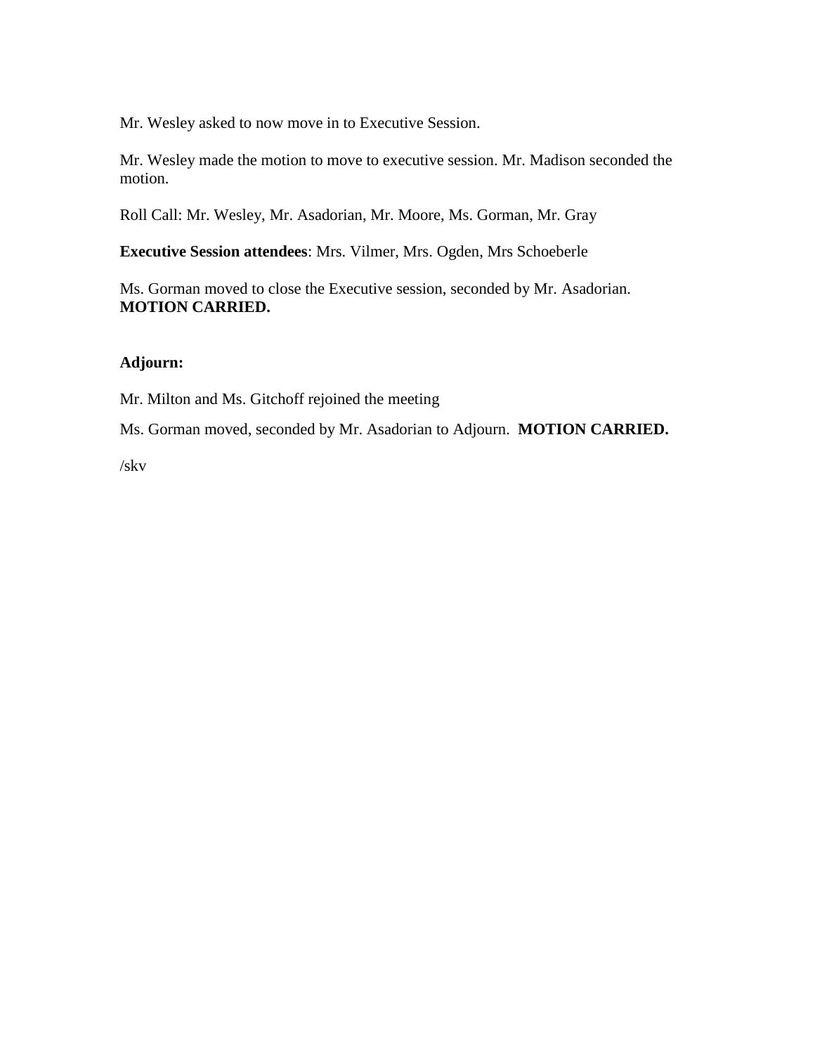Mr. Wesley asked to now move in to Executive Session.

Mr. Wesley made the motion to move to executive session. Mr. Madison seconded the motion.

Roll Call: Mr. Wesley, Mr. Asadorian, Mr. Moore, Ms. Gorman, Mr. Gray

**Executive Session attendees**: Mrs. Vilmer, Mrs. Ogden, Mrs Schoeberle

Ms. Gorman moved to close the Executive session, seconded by Mr. Asadorian. **MOTION CARRIED.**

**Adjourn:**

Mr. Milton and Ms. Gitchoff rejoined the meeting

Ms. Gorman moved, seconded by Mr. Asadorian to Adjourn. **MOTION CARRIED.**

/skv